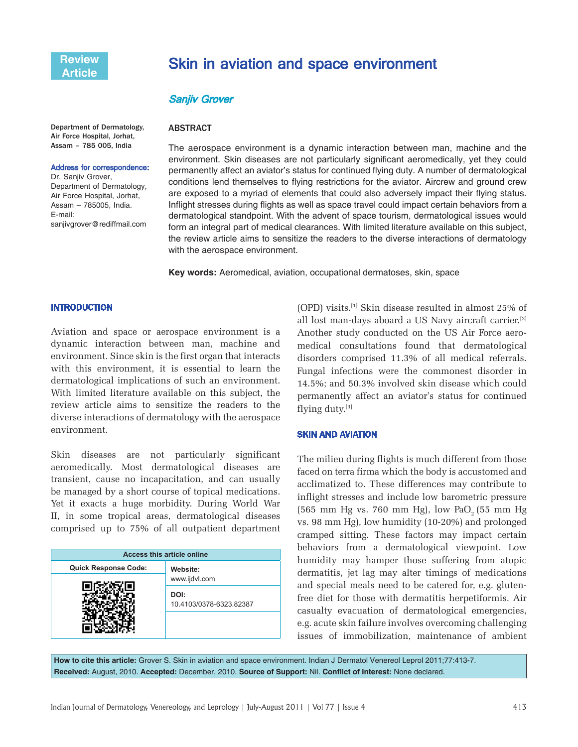Review Article

# Skin in aviation and space environment

*Sanjiv Grover*

Department of Dermatology, Air Force Hospital, Jorhat, Assam – 785 005, India

**Address for correspondence:** Dr. Sanjiv Grover, Department of Dermatology, Air Force Hospital, Jorhat, Assam – 785005, India. E-mail: sanjivgrover@rediffmail.com

## ABSTRACT

The aerospace environment is a dynamic interaction between man, machine and the environment. Skin diseases are not particularly significant aeromedically, yet they could permanently affect an aviator's status for continued flying duty. A number of dermatological conditions lend themselves to flying restrictions for the aviator. Aircrew and ground crew are exposed to a myriad of elements that could also adversely impact their flying status. Inflight stresses during flights as well as space travel could impact certain behaviors from a dermatological standpoint. With the advent of space tourism, dermatological issues would form an integral part of medical clearances. With limited literature available on this subject, the review article aims to sensitize the readers to the diverse interactions of dermatology with the aerospace environment.

**Key words:** Aeromedical, aviation, occupational dermatoses, skin, space

## INTRODUCTION

Aviation and space or aerospace environment is a dynamic interaction between man, machine and environment. Since skin is the first organ that interacts with this environment, it is essential to learn the dermatological implications of such an environment. With limited literature available on this subject, the review article aims to sensitize the readers to the diverse interactions of dermatology with the aerospace environment.

Skin diseases are not particularly significant aeromedically. Most dermatological diseases are transient, cause no incapacitation, and can usually be managed by a short course of topical medications. Yet it exacts a huge morbidity. During World War II, in some tropical areas, dermatological diseases comprised up to 75% of all outpatient department (OPD) visits.[1] Skin disease resulted in almost 25% of all lost man-days aboard a US Navy aircraft carrier.[2] Another study conducted on the US Air Force aeromedical consultations found that dermatological disorders comprised 11.3% of all medical referrals. Fungal infections were the commonest disorder in 14.5%; and 50.3% involved skin disease which could permanently affect an aviator's status for continued flying duty.[3]

| Access this article online | |
|---|---|
| Quick Response Code: | Website: www.ijdvl.com |
| | DOI: 10.4103/0378-6323.82387 |

## SKIN AND AVIATION

The milieu during flights is much different from those faced on terra firma which the body is accustomed and acclimatized to. These differences may contribute to inflight stresses and include low barometric pressure (565 mm Hg vs. 760 mm Hg), low $PaO_2$ (55 mm Hg vs. 98 mm Hg), low humidity (10-20%) and prolonged cramped sitting. These factors may impact certain behaviors from a dermatological viewpoint. Low humidity may hamper those suffering from atopic dermatitis, jet lag may alter timings of medications and special meals need to be catered for, e.g. gluten-free diet for those with dermatitis herpetiformis. Air casualty evacuation of dermatological emergencies, e.g. acute skin failure involves overcoming challenging issues of immobilization, maintenance of ambient

**How to cite this article:** Grover S. Skin in aviation and space environment. Indian J Dermatol Venereol Leprol 2011;77:413-7.
**Received:** August, 2010. **Accepted:** December, 2010. **Source of Support:** Nil. **Conflict of Interest:** None declared.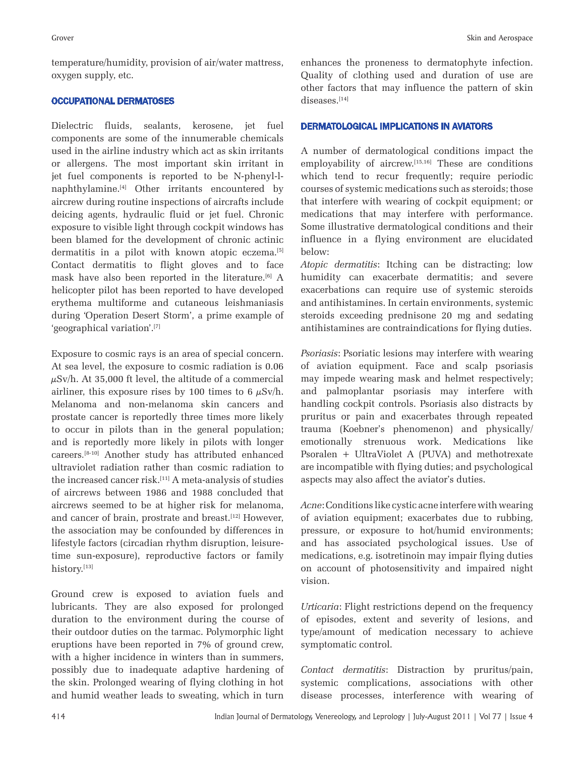temperature/humidity, provision of air/water mattress, oxygen supply, etc.

## OCCUPATIONAL DERMATOSES

Dielectric fluids, sealants, kerosene, jet fuel components are some of the innumerable chemicals used in the airline industry which act as skin irritants or allergens. The most important skin irritant in jet fuel components is reported to be N-phenyl-l-naphthylamine.[4] Other irritants encountered by aircrew during routine inspections of aircrafts include deicing agents, hydraulic fluid or jet fuel. Chronic exposure to visible light through cockpit windows has been blamed for the development of chronic actinic dermatitis in a pilot with known atopic eczema.[5] Contact dermatitis to flight gloves and to face mask have also been reported in the literature.[6] A helicopter pilot has been reported to have developed erythema multiforme and cutaneous leishmaniasis during 'Operation Desert Storm', a prime example of 'geographical variation'.[7]

Exposure to cosmic rays is an area of special concern. At sea level, the exposure to cosmic radiation is 0.06 $\mu$Sv/h. At 35,000 ft level, the altitude of a commercial airliner, this exposure rises by 100 times to 6 $\mu$Sv/h. Melanoma and non-melanoma skin cancers and prostate cancer is reportedly three times more likely to occur in pilots than in the general population; and is reportedly more likely in pilots with longer careers.[8-10] Another study has attributed enhanced ultraviolet radiation rather than cosmic radiation to the increased cancer risk.[11] A meta-analysis of studies of aircrews between 1986 and 1988 concluded that aircrews seemed to be at higher risk for melanoma, and cancer of brain, prostrate and breast.[12] However, the association may be confounded by differences in lifestyle factors (circadian rhythm disruption, leisure-time sun-exposure), reproductive factors or family history.[13]

Ground crew is exposed to aviation fuels and lubricants. They are also exposed for prolonged duration to the environment during the course of their outdoor duties on the tarmac. Polymorphic light eruptions have been reported in 7% of ground crew, with a higher incidence in winters than in summers, possibly due to inadequate adaptive hardening of the skin. Prolonged wearing of flying clothing in hot and humid weather leads to sweating, which in turn enhances the proneness to dermatophyte infection. Quality of clothing used and duration of use are other factors that may influence the pattern of skin diseases.[14]

## DERMATOLOGICAL IMPLICATIONS IN AVIATORS

A number of dermatological conditions impact the employability of aircrew.[15,16] These are conditions which tend to recur frequently; require periodic courses of systemic medications such as steroids; those that interfere with wearing of cockpit equipment; or medications that may interfere with performance. Some illustrative dermatological conditions and their influence in a flying environment are elucidated below:

*Atopic dermatitis*: Itching can be distracting; low humidity can exacerbate dermatitis; and severe exacerbations can require use of systemic steroids and antihistamines. In certain environments, systemic steroids exceeding prednisone 20 mg and sedating antihistamines are contraindications for flying duties.

*Psoriasis*: Psoriatic lesions may interfere with wearing of aviation equipment. Face and scalp psoriasis may impede wearing mask and helmet respectively; and palmoplantar psoriasis may interfere with handling cockpit controls. Psoriasis also distracts by pruritus or pain and exacerbates through repeated trauma (Koebner's phenomenon) and physically/emotionally strenuous work. Medications like Psoralen + UltraViolet A (PUVA) and methotrexate are incompatible with flying duties; and psychological aspects may also affect the aviator's duties.

*Acne*: Conditions like cystic acne interfere with wearing of aviation equipment; exacerbates due to rubbing, pressure, or exposure to hot/humid environments; and has associated psychological issues. Use of medications, e.g. isotretinoin may impair flying duties on account of photosensitivity and impaired night vision.

*Urticaria*: Flight restrictions depend on the frequency of episodes, extent and severity of lesions, and type/amount of medication necessary to achieve symptomatic control.

*Contact dermatitis*: Distraction by pruritus/pain, systemic complications, associations with other disease processes, interference with wearing of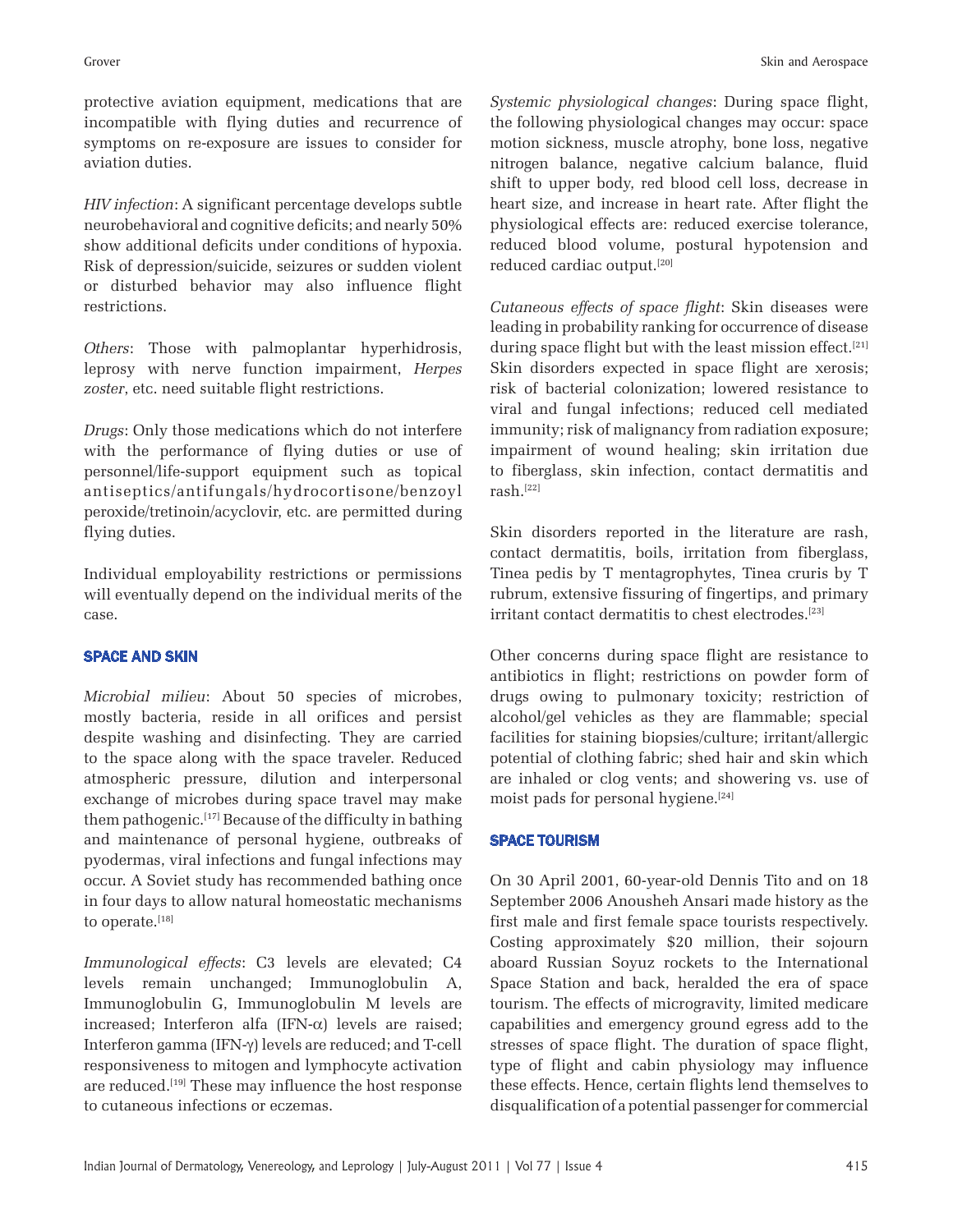protective aviation equipment, medications that are incompatible with flying duties and recurrence of symptoms on re-exposure are issues to consider for aviation duties.

*HIV infection*: A significant percentage develops subtle neurobehavioral and cognitive deficits; and nearly 50% show additional deficits under conditions of hypoxia. Risk of depression/suicide, seizures or sudden violent or disturbed behavior may also influence flight restrictions.

*Others*: Those with palmoplantar hyperhidrosis, leprosy with nerve function impairment, *Herpes zoster*, etc. need suitable flight restrictions.

*Drugs*: Only those medications which do not interfere with the performance of flying duties or use of personnel/life-support equipment such as topical antiseptics/antifungals/hydrocortisone/benzoyl peroxide/tretinoin/acyclovir, etc. are permitted during flying duties.

Individual employability restrictions or permissions will eventually depend on the individual merits of the case.

## SPACE AND SKIN

*Microbial milieu*: About 50 species of microbes, mostly bacteria, reside in all orifices and persist despite washing and disinfecting. They are carried to the space along with the space traveler. Reduced atmospheric pressure, dilution and interpersonal exchange of microbes during space travel may make them pathogenic.[17] Because of the difficulty in bathing and maintenance of personal hygiene, outbreaks of pyodermas, viral infections and fungal infections may occur. A Soviet study has recommended bathing once in four days to allow natural homeostatic mechanisms to operate.[18]

*Immunological effects*: C3 levels are elevated; C4 levels remain unchanged; Immunoglobulin A, Immunoglobulin G, Immunoglobulin M levels are increased; Interferon alfa (IFN-$\alpha$) levels are raised; Interferon gamma (IFN-$\gamma$) levels are reduced; and T-cell responsiveness to mitogen and lymphocyte activation are reduced.[19] These may influence the host response to cutaneous infections or eczemas.

*Systemic physiological changes*: During space flight, the following physiological changes may occur: space motion sickness, muscle atrophy, bone loss, negative nitrogen balance, negative calcium balance, fluid shift to upper body, red blood cell loss, decrease in heart size, and increase in heart rate. After flight the physiological effects are: reduced exercise tolerance, reduced blood volume, postural hypotension and reduced cardiac output.[20]

*Cutaneous effects of space flight*: Skin diseases were leading in probability ranking for occurrence of disease during space flight but with the least mission effect.[21] Skin disorders expected in space flight are xerosis; risk of bacterial colonization; lowered resistance to viral and fungal infections; reduced cell mediated immunity; risk of malignancy from radiation exposure; impairment of wound healing; skin irritation due to fiberglass, skin infection, contact dermatitis and rash.[22]

Skin disorders reported in the literature are rash, contact dermatitis, boils, irritation from fiberglass, Tinea pedis by T mentagrophytes, Tinea cruris by T rubrum, extensive fissuring of fingertips, and primary irritant contact dermatitis to chest electrodes.[23]

Other concerns during space flight are resistance to antibiotics in flight; restrictions on powder form of drugs owing to pulmonary toxicity; restriction of alcohol/gel vehicles as they are flammable; special facilities for staining biopsies/culture; irritant/allergic potential of clothing fabric; shed hair and skin which are inhaled or clog vents; and showering vs. use of moist pads for personal hygiene.[24]

## SPACE TOURISM

On 30 April 2001, 60-year-old Dennis Tito and on 18 September 2006 Anousheh Ansari made history as the first male and first female space tourists respectively. Costing approximately $20 million, their sojourn aboard Russian Soyuz rockets to the International Space Station and back, heralded the era of space tourism. The effects of microgravity, limited medicare capabilities and emergency ground egress add to the stresses of space flight. The duration of space flight, type of flight and cabin physiology may influence these effects. Hence, certain flights lend themselves to disqualification of a potential passenger for commercial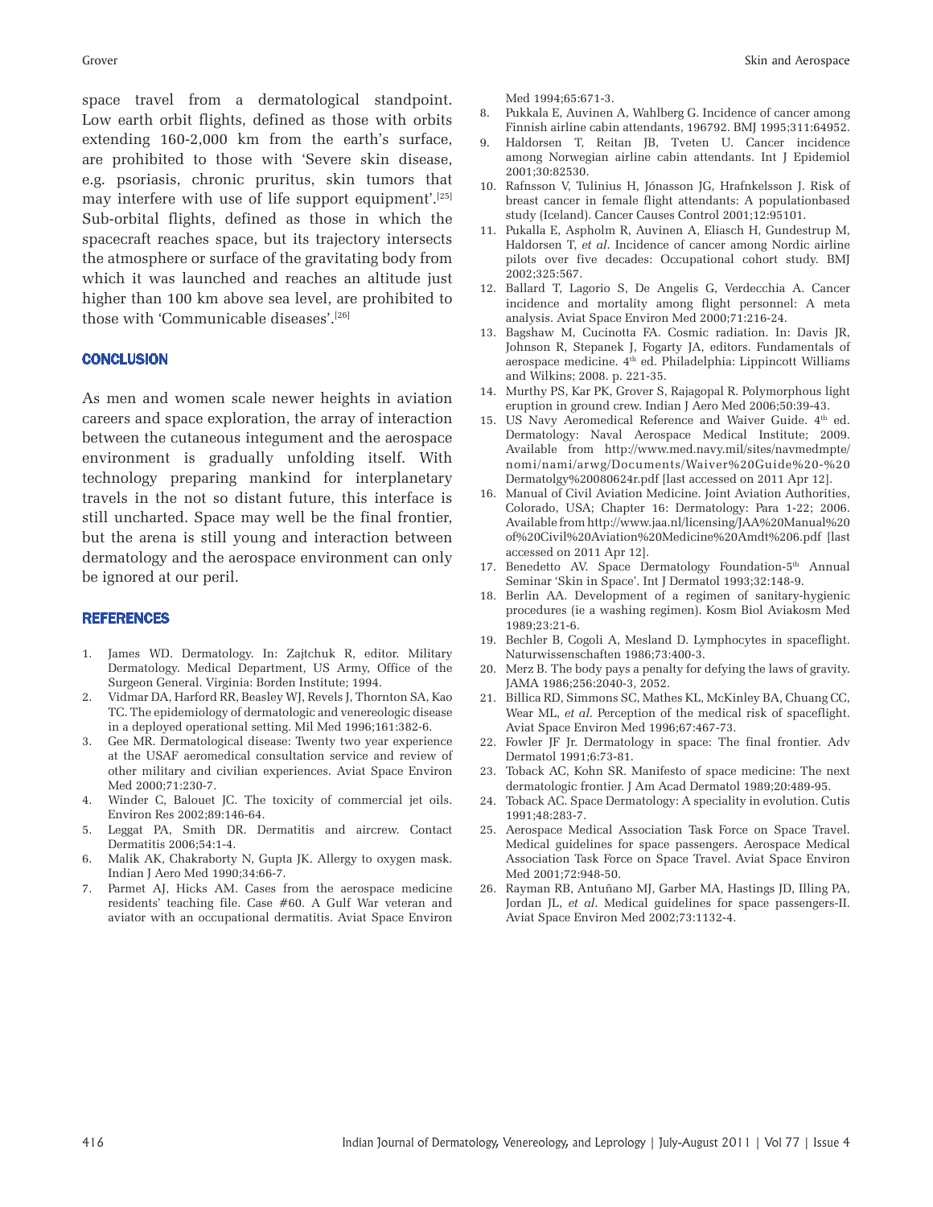space travel from a dermatological standpoint. Low earth orbit flights, defined as those with orbits extending 160-2,000 km from the earth's surface, are prohibited to those with 'Severe skin disease, e.g. psoriasis, chronic pruritus, skin tumors that may interfere with use of life support equipment'.[25] Sub-orbital flights, defined as those in which the spacecraft reaches space, but its trajectory intersects the atmosphere or surface of the gravitating body from which it was launched and reaches an altitude just higher than 100 km above sea level, are prohibited to those with 'Communicable diseases'.[26]

## CONCLUSION

As men and women scale newer heights in aviation careers and space exploration, the array of interaction between the cutaneous integument and the aerospace environment is gradually unfolding itself. With technology preparing mankind for interplanetary travels in the not so distant future, this interface is still uncharted. Space may well be the final frontier, but the arena is still young and interaction between dermatology and the aerospace environment can only be ignored at our peril.

## REFERENCES

1. James WD. Dermatology. In: Zajtchuk R, editor. Military Dermatology. Medical Department, US Army, Office of the Surgeon General. Virginia: Borden Institute; 1994.
2. Vidmar DA, Harford RR, Beasley WJ, Revels J, Thornton SA, Kao TC. The epidemiology of dermatologic and venereologic disease in a deployed operational setting. Mil Med 1996;161:382-6.
3. Gee MR. Dermatological disease: Twenty two year experience at the USAF aeromedical consultation service and review of other military and civilian experiences. Aviat Space Environ Med 2000;71:230-7.
4. Winder C, Balouet JC. The toxicity of commercial jet oils. Environ Res 2002;89:146-64.
5. Leggat PA, Smith DR. Dermatitis and aircrew. Contact Dermatitis 2006;54:1-4.
6. Malik AK, Chakraborty N, Gupta JK. Allergy to oxygen mask. Indian J Aero Med 1990;34:66-7.
7. Parmet AJ, Hicks AM. Cases from the aerospace medicine residents' teaching file. Case #60. A Gulf War veteran and aviator with an occupational dermatitis. Aviat Space Environ Med 1994;65:671-3.
8. Pukkala E, Auvinen A, Wahlberg G. Incidence of cancer among Finnish airline cabin attendants, 196792. BMJ 1995;311:64952.
9. Haldorsen T, Reitan JB, Tveten U. Cancer incidence among Norwegian airline cabin attendants. Int J Epidemiol 2001;30:82530.
10. Rafnsson V, Tulinius H, Jónasson JG, Hrafnkelsson J. Risk of breast cancer in female flight attendants: A populationbased study (Iceland). Cancer Causes Control 2001;12:95101.
11. Pukalla E, Aspholm R, Auvinen A, Eliasch H, Gundestrup M, Haldorsen T, *et al*. Incidence of cancer among Nordic airline pilots over five decades: Occupational cohort study. BMJ 2002;325:567.
12. Ballard T, Lagorio S, De Angelis G, Verdecchia A. Cancer incidence and mortality among flight personnel: A meta analysis. Aviat Space Environ Med 2000;71:216-24.
13. Bagshaw M, Cucinotta FA. Cosmic radiation. In: Davis JR, Johnson R, Stepanek J, Fogarty JA, editors. Fundamentals of aerospace medicine. 4th ed. Philadelphia: Lippincott Williams and Wilkins; 2008. p. 221-35.
14. Murthy PS, Kar PK, Grover S, Rajagopal R. Polymorphous light eruption in ground crew. Indian J Aero Med 2006;50:39-43.
15. US Navy Aeromedical Reference and Waiver Guide. 4th ed. Dermatology: Naval Aerospace Medical Institute; 2009. Available from http://www.med.navy.mil/sites/navmedmpte/nomi/nami/arwg/Documents/Waiver%20Guide%20-%20Dermatolgy%20080624r.pdf [last accessed on 2011 Apr 12].
16. Manual of Civil Aviation Medicine. Joint Aviation Authorities, Colorado, USA; Chapter 16: Dermatology: Para 1-22; 2006. Available from http://www.jaa.nl/licensing/JAA%Manual%20of%20Civil%20Aviation%20Medicine%20Amdt%206.pdf [last accessed on 2011 Apr 12].
17. Benedetto AV. Space Dermatology Foundation-5th Annual Seminar 'Skin in Space'. Int J Dermatol 1993;32:148-9.
18. Berlin AA. Development of a regimen of sanitary-hygienic procedures (ie a washing regimen). Kosm Biol Aviakosm Med 1989;23:21-6.
19. Bechler B, Cogoli A, Mesland D. Lymphocytes in spaceflight. Naturwissenschaften 1986;73:400-3.
20. Merz B. The body pays a penalty for defying the laws of gravity. JAMA 1986;256:2040-3, 2052.
21. Billica RD, Simmons SC, Mathes KL, McKinley BA, Chuang CC, Wear ML, *et al*. Perception of the medical risk of spaceflight. Aviat Space Environ Med 1996;67:467-73.
22. Fowler JF Jr. Dermatology in space: The final frontier. Adv Dermatol 1991;6:73-81.
23. Toback AC, Kohn SR. Manifesto of space medicine: The next dermatologic frontier. J Am Acad Dermatol 1989;20:489-95.
24. Toback AC. Space Dermatology: A speciality in evolution. Cutis 1991;48:283-7.
25. Aerospace Medical Association Task Force on Space Travel. Medical guidelines for space passengers. Aerospace Medical Association Task Force on Space Travel. Aviat Space Environ Med 2001;72:948-50.
26. Rayman RB, Antuñano MJ, Garber MA, Hastings JD, Illing PA, Jordan JL, *et al*. Medical guidelines for space passengers-II. Aviat Space Environ Med 2002;73:1132-4.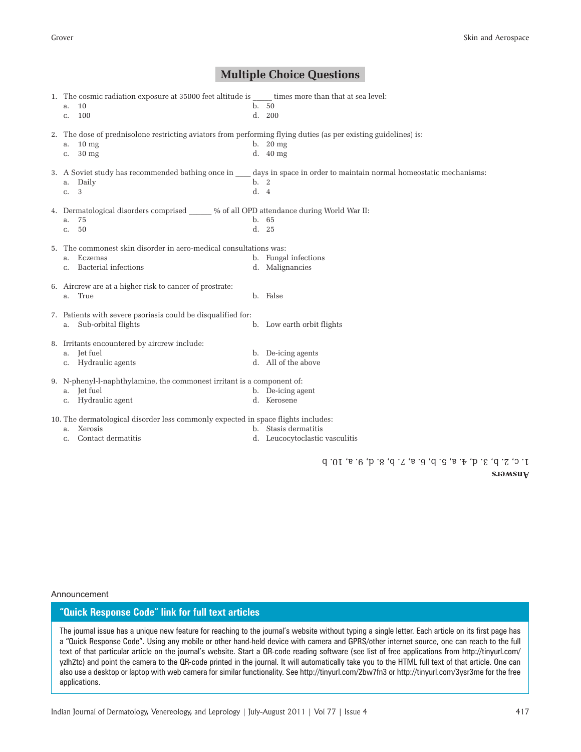## Multiple Choice Questions

1. The cosmic radiation exposure at 35000 feet altitude is _____ times more than that at sea level:
   a. 10
   b. 50
   c. 100
   d. 200

2. The dose of prednisolone restricting aviators from performing flying duties (as per existing guidelines) is:
   a. 10 mg
   b. 20 mg
   c. 30 mg
   d. 40 mg

3. A Soviet study has recommended bathing once in ____ days in space in order to maintain normal homeostatic mechanisms:
   a. Daily
   b. 2
   c. 3
   d. 4

4. Dermatological disorders comprised ______ % of all OPD attendance during World War II:
   a. 75
   b. 65
   c. 50
   d. 25

5. The commonest skin disorder in aero-medical consultations was:
   a. Eczemas
   b. Fungal infections
   c. Bacterial infections
   d. Malignancies

6. Aircrew are at a higher risk to cancer of prostrate:
   a. True
   b. False

7. Patients with severe psoriasis could be disqualified for:
   a. Sub-orbital flights
   b. Low earth orbit flights

8. Irritants encountered by aircrew include:
   a. Jet fuel
   b. De-icing agents
   c. Hydraulic agents
   d. All of the above

9. N-phenyl-l-naphthylamine, the commonest irritant is a component of:
   a. Jet fuel
   b. De-icing agent
   c. Hydraulic agent
   d. Kerosene

10. The dermatological disorder less commonly expected in space flights includes:
    a. Xerosis
    b. Stasis dermatitis
    c. Contact dermatitis
    d. Leucocytoclastic vasculitis

**Answers**

1. c, 2. b, 3. d, 4. a, 5. b, 6. a, 7. b, 8. d, 9. a, 10. b

Announcement

### "Quick Response Code" link for full text articles

The journal issue has a unique new feature for reaching to the journal's website without typing a single letter. Each article on its first page has a "Quick Response Code". Using any mobile or other hand-held device with camera and GPRS/other internet source, one can reach to the full text of that particular article on the journal's website. Start a QR-code reading software (see list of free applications from http://tinyurl.com/yzlh2tc) and point the camera to the QR-code printed in the journal. It will automatically take you to the HTML full text of that article. One can also use a desktop or laptop with web camera for similar functionality. See http://tinyurl.com/2bw7fn3 or http://tinyurl.com/3ysr3me for the free applications.